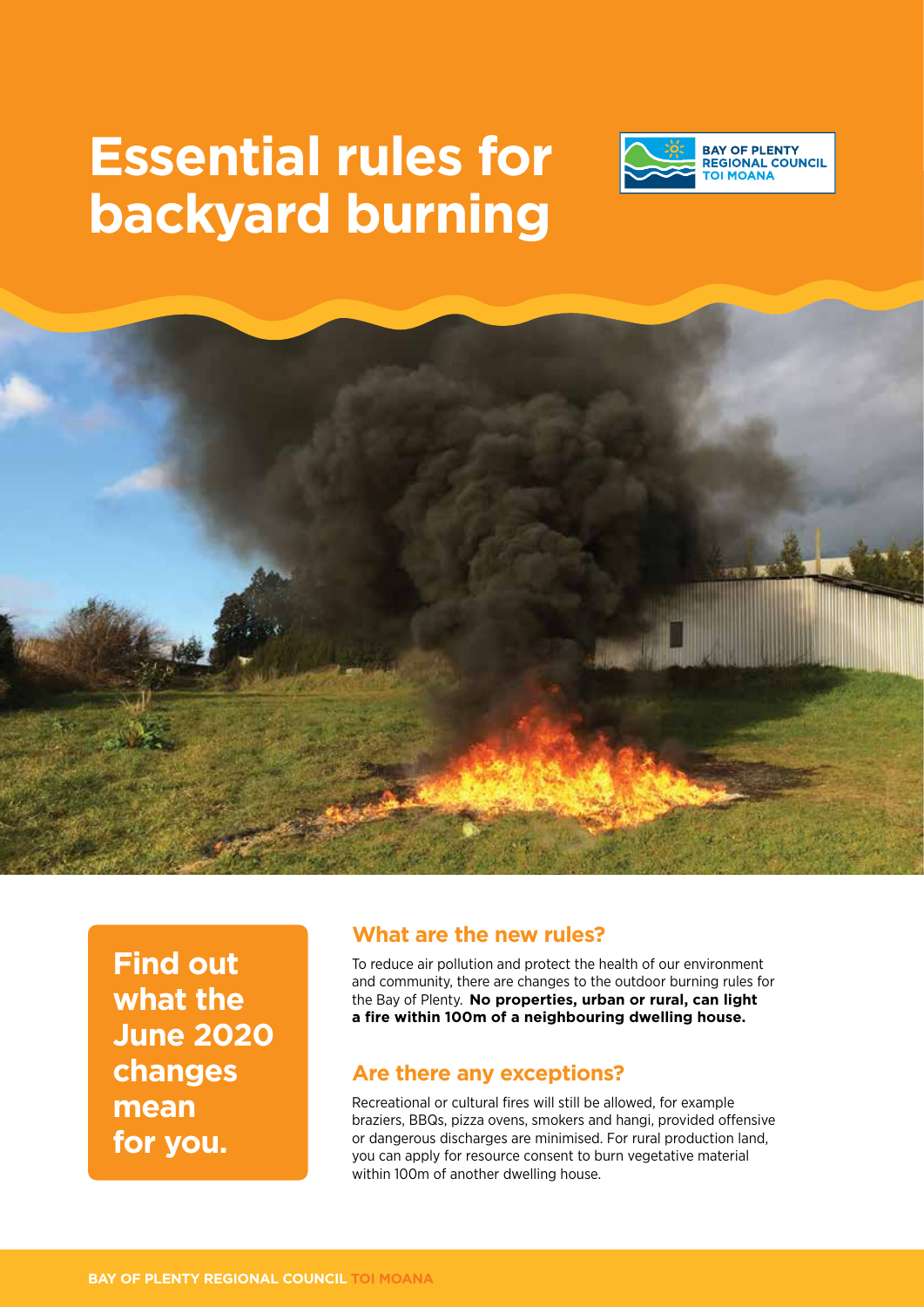# Essential rules for backyard burning

BAY OF PLENTY REGIONAL COUNCIL TOI MOANA

**Find out what the June 2020 changes mean for you.**

## What are the new rules?

To reduce air pollution and protect the health of our environment and community, there are changes to the outdoor burning rules for the Bay of Plenty. **No properties, urban or rural, can light a fire within 100m of a neighbouring dwelling house.**

## Are there any exceptions?

Recreational or cultural fires will still be allowed, for example braziers, BBQs, pizza ovens, smokers and hangi, provided offensive or dangerous discharges are minimised. For rural production land, you can apply for resource consent to burn vegetative material within 100m of another dwelling house.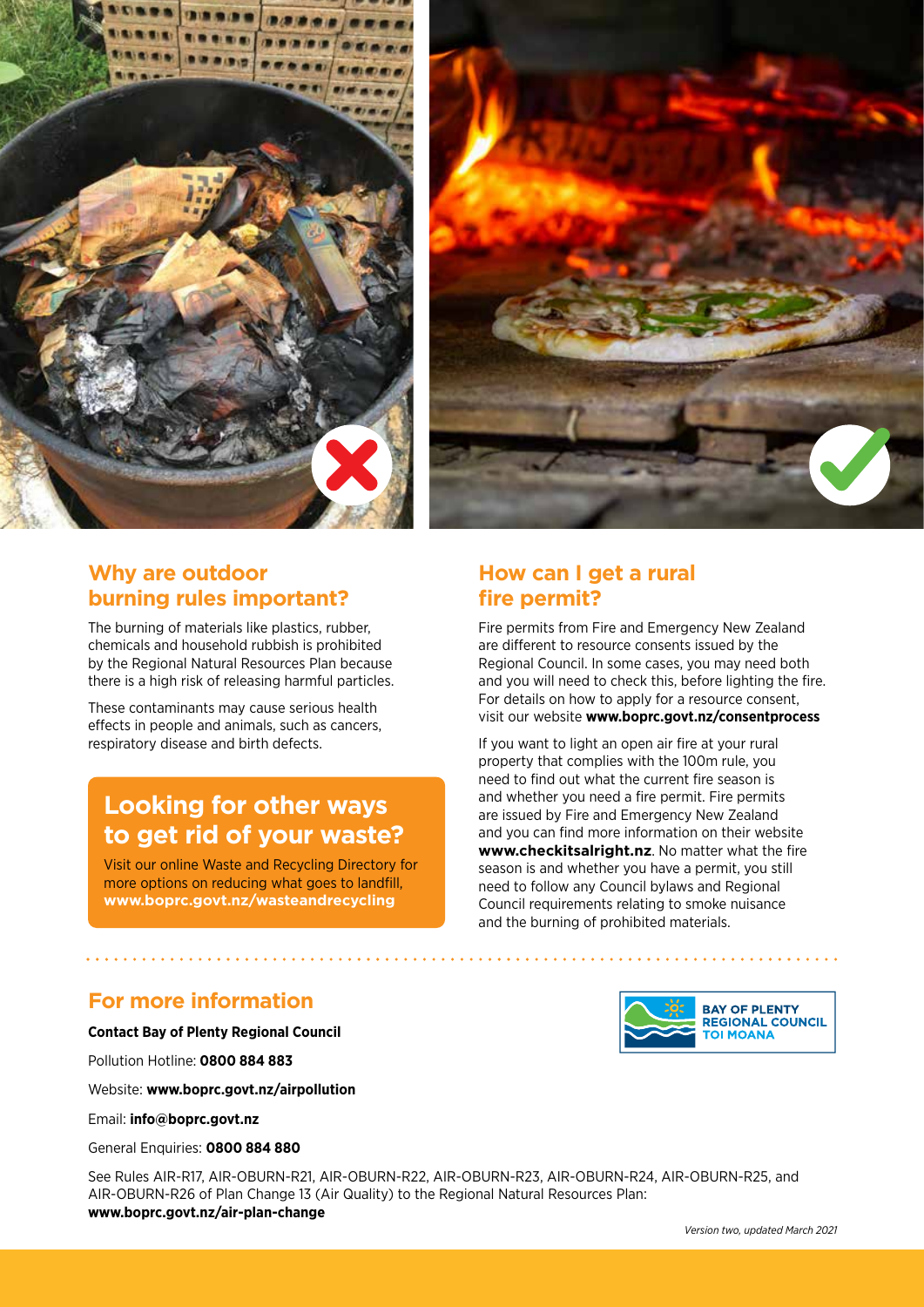## Why are outdoor burning rules important?

The burning of materials like plastics, rubber, chemicals and household rubbish is prohibited by the Regional Natural Resources Plan because there is a high risk of releasing harmful particles.

These contaminants may cause serious health effects in people and animals, such as cancers, respiratory disease and birth defects.

## Looking for other ways to get rid of your waste?

Visit our online Waste and Recycling Directory for more options on reducing what goes to landfill, **www.boprc.govt.nz/wasteandrecycling**

## How can I get a rural fire permit?

Fire permits from Fire and Emergency New Zealand are different to resource consents issued by the Regional Council. In some cases, you may need both and you will need to check this, before lighting the fire. For details on how to apply for a resource consent, visit our website **www.boprc.govt.nz/consentprocess**

If you want to light an open air fire at your rural property that complies with the 100m rule, you need to find out what the current fire season is and whether you need a fire permit. Fire permits are issued by Fire and Emergency New Zealand and you can find more information on their website **www.checkitsalright.nz**. No matter what the fire season is and whether you have a permit, you still need to follow any Council bylaws and Regional Council requirements relating to smoke nuisance and the burning of prohibited materials.

## For more information

**Contact Bay of Plenty Regional Council**

Pollution Hotline: **0800 884 883**

Website: **www.boprc.govt.nz/airpollution**

Email: **info@boprc.govt.nz**

General Enquiries: **0800 884 880**

BAY OF PLENTY REGIONAL COUNCIL TOI MOANA

See Rules AIR-R17, AIR-OBURN-R21, AIR-OBURN-R22, AIR-OBURN-R23, AIR-OBURN-R24, AIR-OBURN-R25, and AIR-OBURN-R26 of Plan Change 13 (Air Quality) to the Regional Natural Resources Plan: **www.boprc.govt.nz/air-plan-change**

*Version two, updated March 2021*